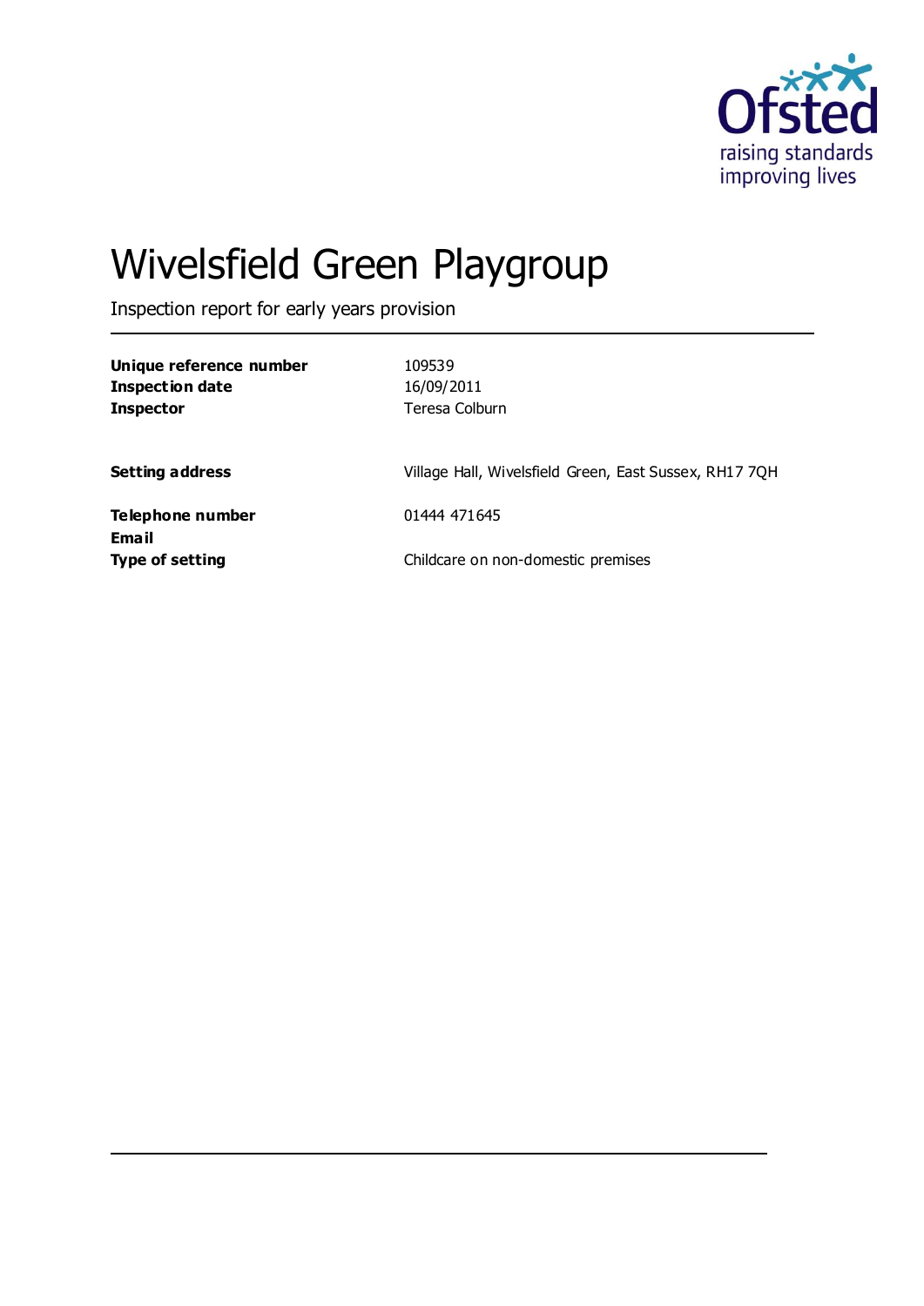# Wivelsfield Green Playgroup

Inspection report for early years provision

| | |
|---|---|
| **Unique reference number** | 109539 |
| **Inspection date** | 16/09/2011 |
| **Inspector** | Teresa Colburn |
| | |
| **Setting address** | Village Hall, Wivelsfield Green, East Sussex, RH17 7QH |
| | |
| **Telephone number** | 01444 471645 |
| **Email** | |
| **Type of setting** | Childcare on non-domestic premises |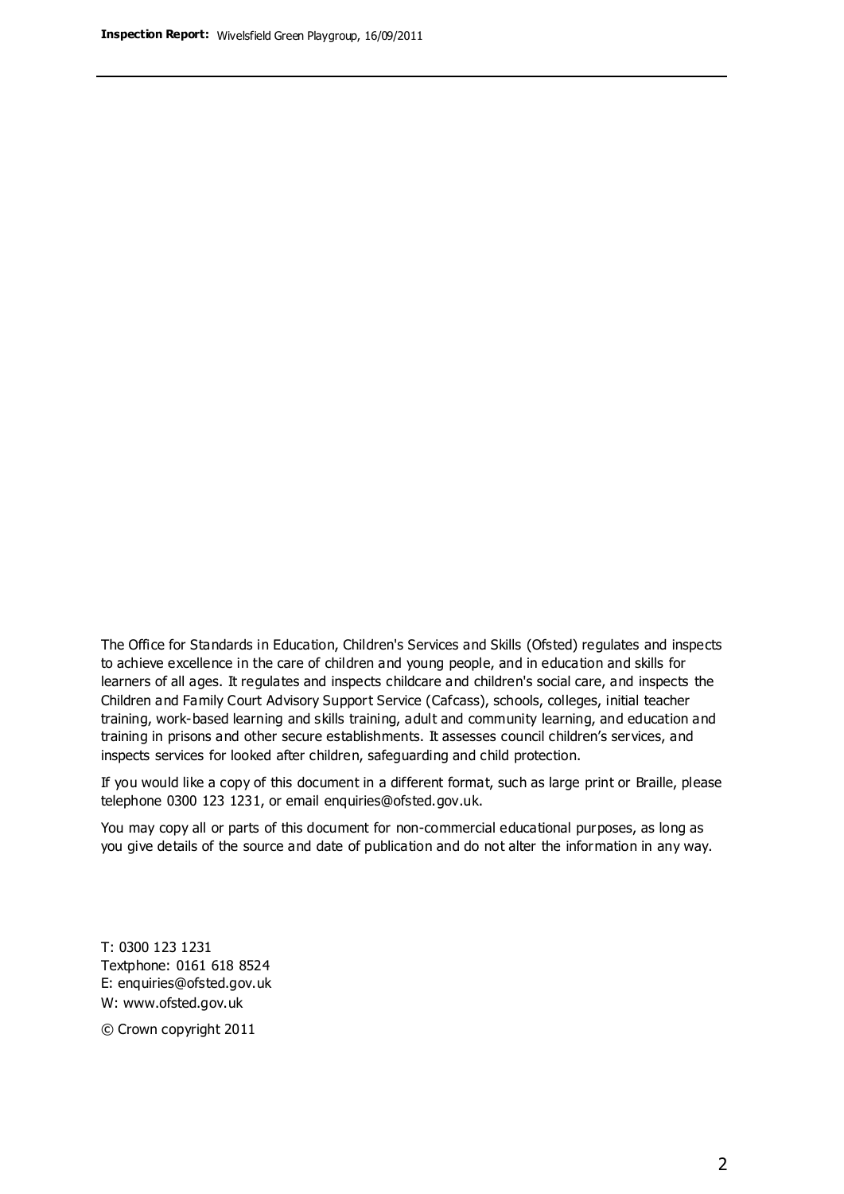The Office for Standards in Education, Children's Services and Skills (Ofsted) regulates and inspects to achieve excellence in the care of children and young people, and in education and skills for learners of all ages. It regulates and inspects childcare and children's social care, and inspects the Children and Family Court Advisory Support Service (Cafcass), schools, colleges, initial teacher training, work-based learning and skills training, adult and community learning, and education and training in prisons and other secure establishments. It assesses council children's services, and inspects services for looked after children, safeguarding and child protection.

If you would like a copy of this document in a different format, such as large print or Braille, please telephone 0300 123 1231, or email enquiries@ofsted.gov.uk.

You may copy all or parts of this document for non-commercial educational purposes, as long as you give details of the source and date of publication and do not alter the information in any way.

T: 0300 123 1231
Textphone: 0161 618 8524
E: enquiries@ofsted.gov.uk
W: www.ofsted.gov.uk

© Crown copyright 2011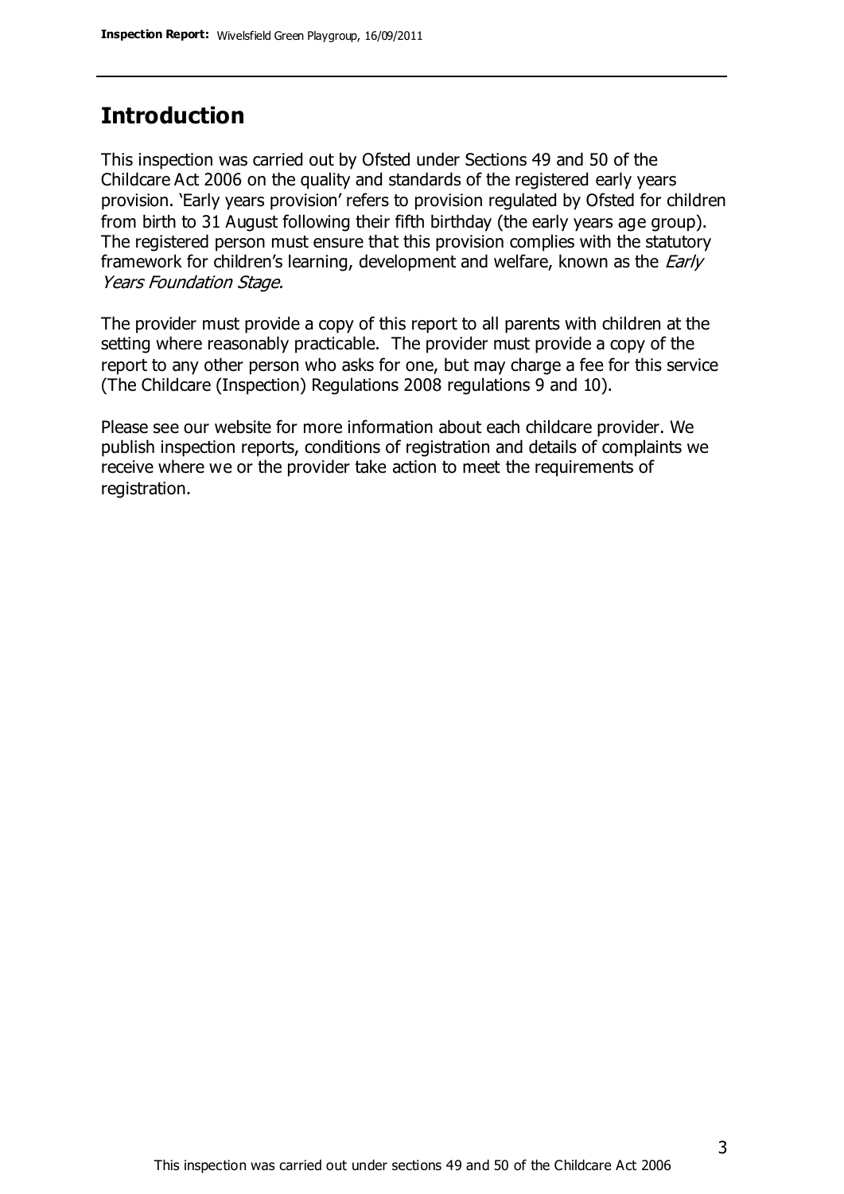## Introduction

This inspection was carried out by Ofsted under Sections 49 and 50 of the Childcare Act 2006 on the quality and standards of the registered early years provision. 'Early years provision' refers to provision regulated by Ofsted for children from birth to 31 August following their fifth birthday (the early years age group). The registered person must ensure that this provision complies with the statutory framework for children's learning, development and welfare, known as the *Early Years Foundation Stage.*

The provider must provide a copy of this report to all parents with children at the setting where reasonably practicable. The provider must provide a copy of the report to any other person who asks for one, but may charge a fee for this service (The Childcare (Inspection) Regulations 2008 regulations 9 and 10).

Please see our website for more information about each childcare provider. We publish inspection reports, conditions of registration and details of complaints we receive where we or the provider take action to meet the requirements of registration.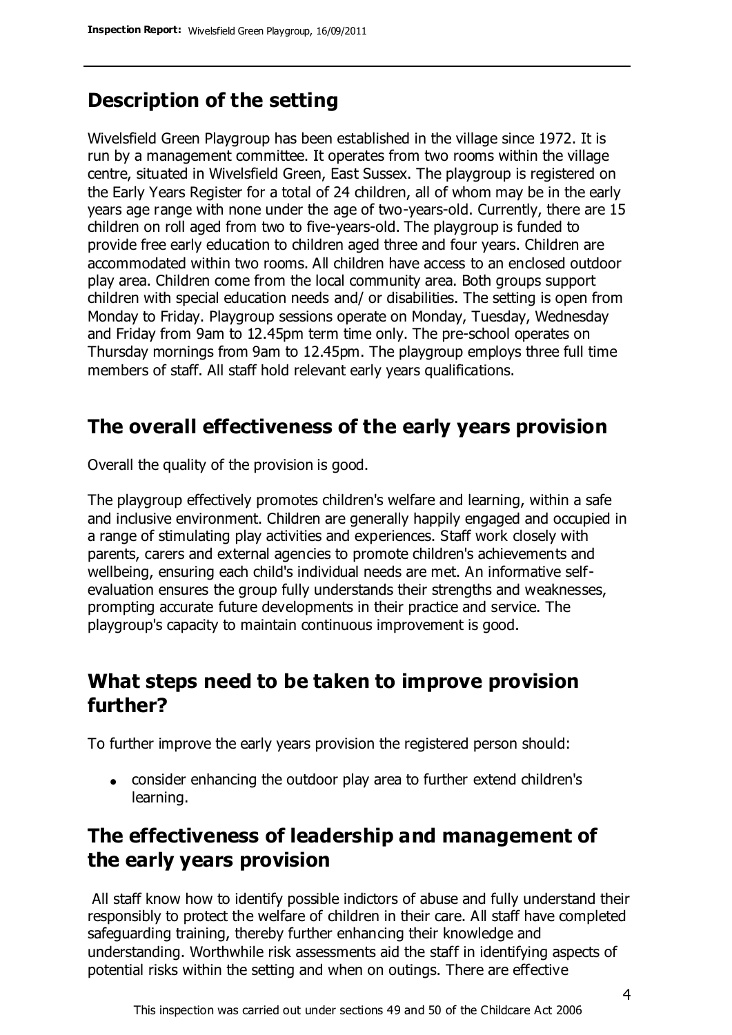## Description of the setting

Wivelsfield Green Playgroup has been established in the village since 1972. It is run by a management committee. It operates from two rooms within the village centre, situated in Wivelsfield Green, East Sussex. The playgroup is registered on the Early Years Register for a total of 24 children, all of whom may be in the early years age range with none under the age of two-years-old. Currently, there are 15 children on roll aged from two to five-years-old. The playgroup is funded to provide free early education to children aged three and four years. Children are accommodated within two rooms. All children have access to an enclosed outdoor play area. Children come from the local community area. Both groups support children with special education needs and/ or disabilities. The setting is open from Monday to Friday. Playgroup sessions operate on Monday, Tuesday, Wednesday and Friday from 9am to 12.45pm term time only. The pre-school operates on Thursday mornings from 9am to 12.45pm. The playgroup employs three full time members of staff. All staff hold relevant early years qualifications.

## The overall effectiveness of the early years provision

Overall the quality of the provision is good.

The playgroup effectively promotes children's welfare and learning, within a safe and inclusive environment. Children are generally happily engaged and occupied in a range of stimulating play activities and experiences. Staff work closely with parents, carers and external agencies to promote children's achievements and wellbeing, ensuring each child's individual needs are met. An informative self-evaluation ensures the group fully understands their strengths and weaknesses, prompting accurate future developments in their practice and service. The playgroup's capacity to maintain continuous improvement is good.

## What steps need to be taken to improve provision further?

To further improve the early years provision the registered person should:

- consider enhancing the outdoor play area to further extend children's learning.

## The effectiveness of leadership and management of the early years provision

All staff know how to identify possible indictors of abuse and fully understand their responsibly to protect the welfare of children in their care. All staff have completed safeguarding training, thereby further enhancing their knowledge and understanding. Worthwhile risk assessments aid the staff in identifying aspects of potential risks within the setting and when on outings. There are effective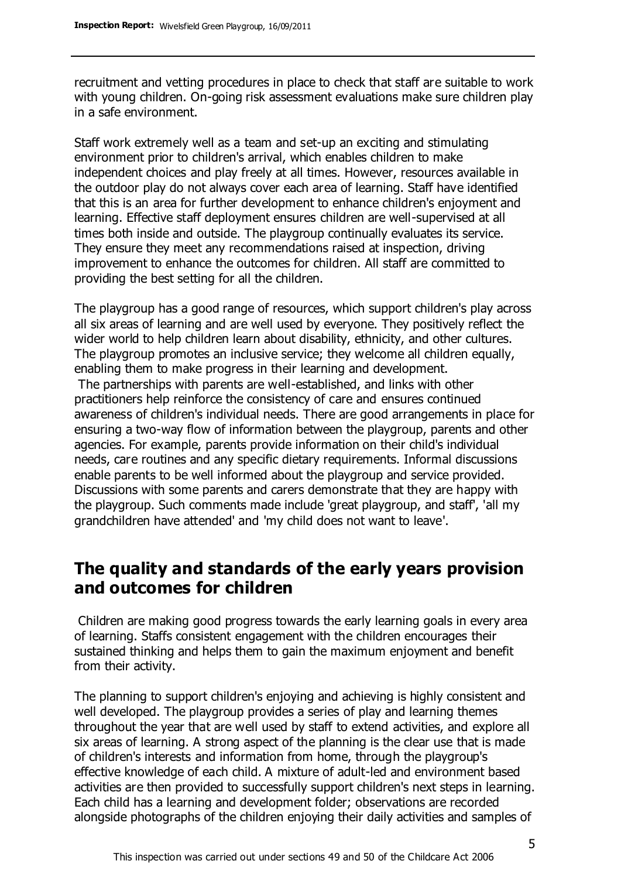recruitment and vetting procedures in place to check that staff are suitable to work with young children. On-going risk assessment evaluations make sure children play in a safe environment.

Staff work extremely well as a team and set-up an exciting and stimulating environment prior to children's arrival, which enables children to make independent choices and play freely at all times. However, resources available in the outdoor play do not always cover each area of learning. Staff have identified that this is an area for further development to enhance children's enjoyment and learning. Effective staff deployment ensures children are well-supervised at all times both inside and outside. The playgroup continually evaluates its service. They ensure they meet any recommendations raised at inspection, driving improvement to enhance the outcomes for children. All staff are committed to providing the best setting for all the children.

The playgroup has a good range of resources, which support children's play across all six areas of learning and are well used by everyone. They positively reflect the wider world to help children learn about disability, ethnicity, and other cultures. The playgroup promotes an inclusive service; they welcome all children equally, enabling them to make progress in their learning and development.
The partnerships with parents are well-established, and links with other practitioners help reinforce the consistency of care and ensures continued awareness of children's individual needs. There are good arrangements in place for ensuring a two-way flow of information between the playgroup, parents and other agencies. For example, parents provide information on their child's individual needs, care routines and any specific dietary requirements. Informal discussions enable parents to be well informed about the playgroup and service provided. Discussions with some parents and carers demonstrate that they are happy with the playgroup. Such comments made include 'great playgroup, and staff', 'all my grandchildren have attended' and 'my child does not want to leave'.

## The quality and standards of the early years provision and outcomes for children

Children are making good progress towards the early learning goals in every area of learning. Staffs consistent engagement with the children encourages their sustained thinking and helps them to gain the maximum enjoyment and benefit from their activity.

The planning to support children's enjoying and achieving is highly consistent and well developed. The playgroup provides a series of play and learning themes throughout the year that are well used by staff to extend activities, and explore all six areas of learning. A strong aspect of the planning is the clear use that is made of children's interests and information from home, through the playgroup's effective knowledge of each child. A mixture of adult-led and environment based activities are then provided to successfully support children's next steps in learning. Each child has a learning and development folder; observations are recorded alongside photographs of the children enjoying their daily activities and samples of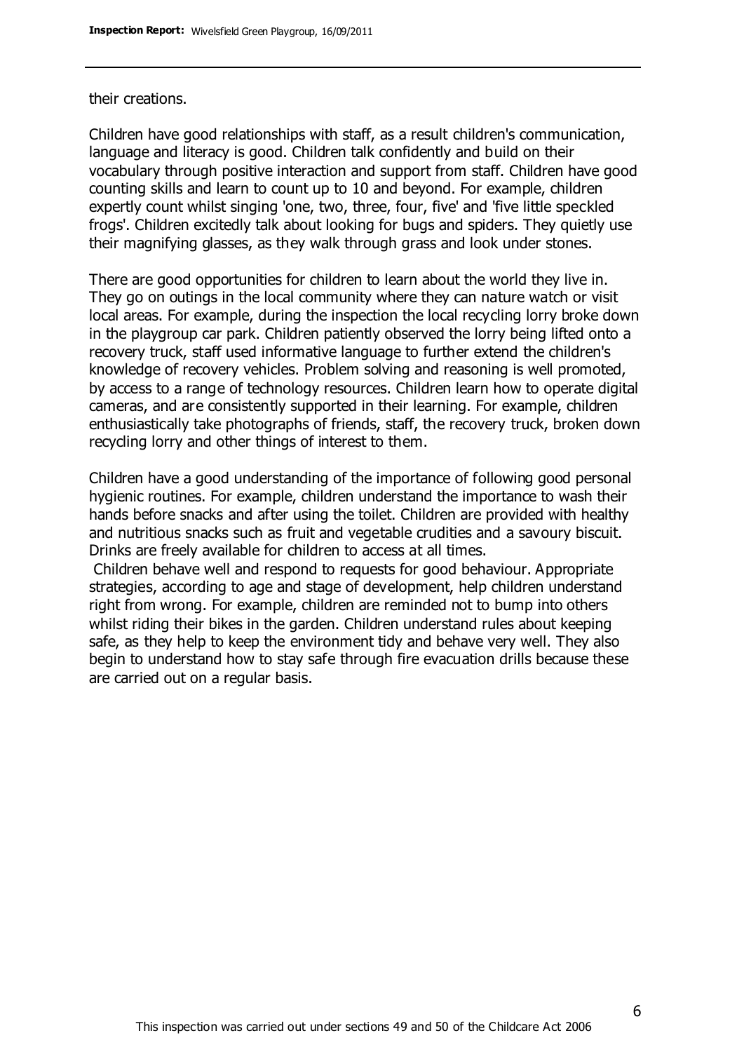their creations.

Children have good relationships with staff, as a result children's communication, language and literacy is good. Children talk confidently and build on their vocabulary through positive interaction and support from staff. Children have good counting skills and learn to count up to 10 and beyond. For example, children expertly count whilst singing 'one, two, three, four, five' and 'five little speckled frogs'. Children excitedly talk about looking for bugs and spiders. They quietly use their magnifying glasses, as they walk through grass and look under stones.

There are good opportunities for children to learn about the world they live in. They go on outings in the local community where they can nature watch or visit local areas. For example, during the inspection the local recycling lorry broke down in the playgroup car park. Children patiently observed the lorry being lifted onto a recovery truck, staff used informative language to further extend the children's knowledge of recovery vehicles. Problem solving and reasoning is well promoted, by access to a range of technology resources. Children learn how to operate digital cameras, and are consistently supported in their learning. For example, children enthusiastically take photographs of friends, staff, the recovery truck, broken down recycling lorry and other things of interest to them.

Children have a good understanding of the importance of following good personal hygienic routines. For example, children understand the importance to wash their hands before snacks and after using the toilet. Children are provided with healthy and nutritious snacks such as fruit and vegetable crudities and a savoury biscuit. Drinks are freely available for children to access at all times.

Children behave well and respond to requests for good behaviour. Appropriate strategies, according to age and stage of development, help children understand right from wrong. For example, children are reminded not to bump into others whilst riding their bikes in the garden. Children understand rules about keeping safe, as they help to keep the environment tidy and behave very well. They also begin to understand how to stay safe through fire evacuation drills because these are carried out on a regular basis.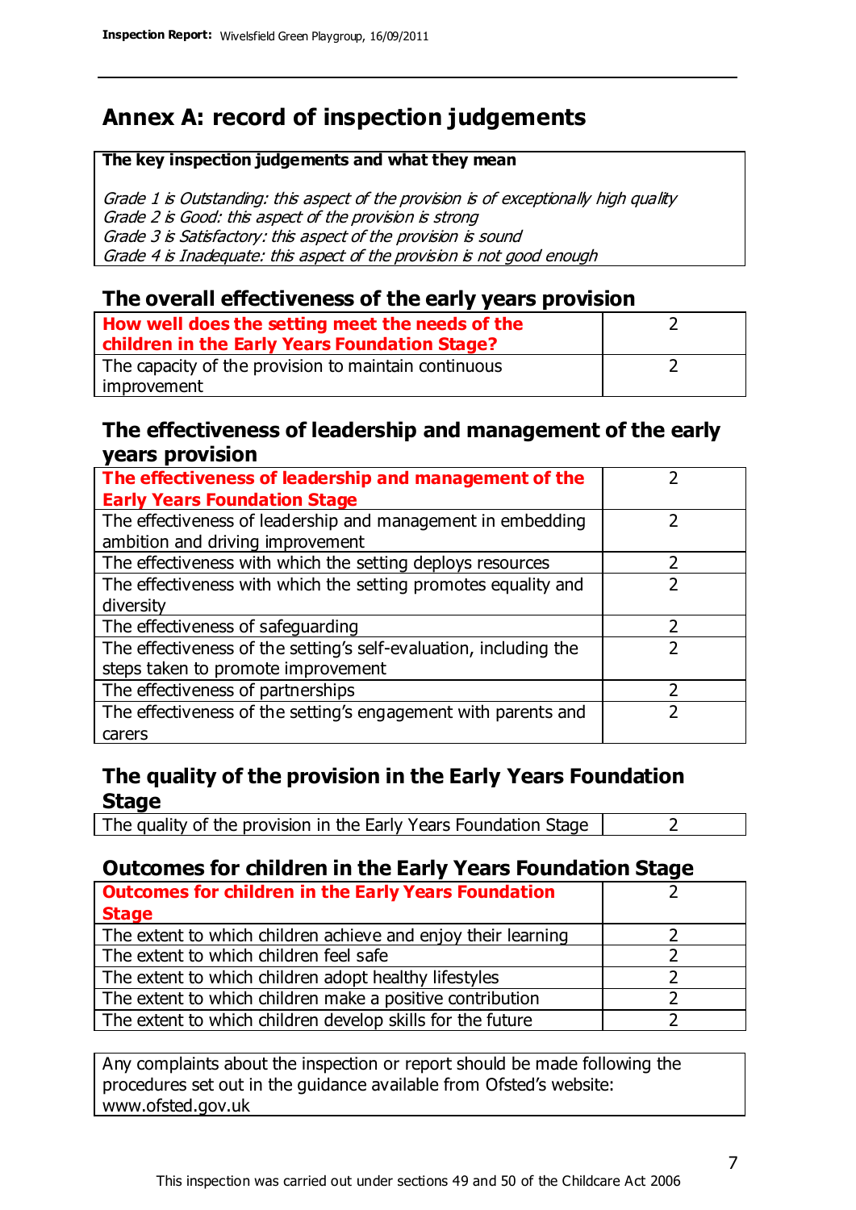# Annex A: record of inspection judgements

| The key inspection judgements and what they mean |
|---|
| *Grade 1 is Outstanding: this aspect of the provision is of exceptionally high quality*<br>*Grade 2 is Good: this aspect of the provision is strong*<br>*Grade 3 is Satisfactory: this aspect of the provision is sound*<br>*Grade 4 is Inadequate: this aspect of the provision is not good enough* |

## The overall effectiveness of the early years provision

| | |
|---|---|
| **How well does the setting meet the needs of the children in the Early Years Foundation Stage?** | 2 |
| The capacity of the provision to maintain continuous improvement | 2 |

## The effectiveness of leadership and management of the early years provision

| | |
|---|---|
| **The effectiveness of leadership and management of the Early Years Foundation Stage** | 2 |
| The effectiveness of leadership and management in embedding ambition and driving improvement | 2 |
| The effectiveness with which the setting deploys resources | 2 |
| The effectiveness with which the setting promotes equality and diversity | 2 |
| The effectiveness of safeguarding | 2 |
| The effectiveness of the setting's self-evaluation, including the steps taken to promote improvement | 2 |
| The effectiveness of partnerships | 2 |
| The effectiveness of the setting's engagement with parents and carers | 2 |

## The quality of the provision in the Early Years Foundation Stage

| | |
|---|---|
| The quality of the provision in the Early Years Foundation Stage | 2 |

## Outcomes for children in the Early Years Foundation Stage

| | |
|---|---|
| **Outcomes for children in the Early Years Foundation Stage** | 2 |
| The extent to which children achieve and enjoy their learning | 2 |
| The extent to which children feel safe | 2 |
| The extent to which children adopt healthy lifestyles | 2 |
| The extent to which children make a positive contribution | 2 |
| The extent to which children develop skills for the future | 2 |

Any complaints about the inspection or report should be made following the procedures set out in the guidance available from Ofsted's website: www.ofsted.gov.uk

This inspection was carried out under sections 49 and 50 of the Childcare Act 2006